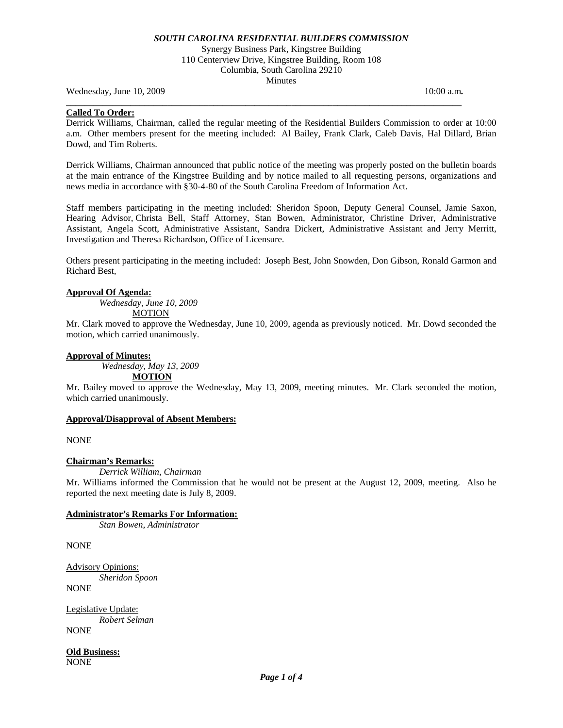***SOUTH CAROLINA RESIDENTIAL BUILDERS COMMISSION***

Synergy Business Park, Kingstree Building
110 Centerview Drive, Kingstree Building, Room 108
Columbia, South Carolina 29210
Minutes

Wednesday, June 10, 2009 10:00 a.m**.**

---

**Called To Order:**

Derrick Williams, Chairman, called the regular meeting of the Residential Builders Commission to order at 10:00 a.m. Other members present for the meeting included: Al Bailey, Frank Clark, Caleb Davis, Hal Dillard, Brian Dowd, and Tim Roberts.

Derrick Williams, Chairman announced that public notice of the meeting was properly posted on the bulletin boards at the main entrance of the Kingstree Building and by notice mailed to all requesting persons, organizations and news media in accordance with §30-4-80 of the South Carolina Freedom of Information Act.

Staff members participating in the meeting included: Sheridon Spoon, Deputy General Counsel, Jamie Saxon, Hearing Advisor, Christa Bell, Staff Attorney, Stan Bowen, Administrator, Christine Driver, Administrative Assistant, Angela Scott, Administrative Assistant, Sandra Dickert, Administrative Assistant and Jerry Merritt, Investigation and Theresa Richardson, Office of Licensure.

Others present participating in the meeting included: Joseph Best, John Snowden, Don Gibson, Ronald Garmon and Richard Best,

**Approval Of Agenda:**

*Wednesday, June 10, 2009*

MOTION

Mr. Clark moved to approve the Wednesday, June 10, 2009, agenda as previously noticed. Mr. Dowd seconded the motion, which carried unanimously.

**Approval of Minutes:**

*Wednesday, May 13, 2009*

**MOTION**

Mr. Bailey moved to approve the Wednesday, May 13, 2009, meeting minutes. Mr. Clark seconded the motion, which carried unanimously.

**Approval/Disapproval of Absent Members:**

NONE

**Chairman's Remarks:**

*Derrick William, Chairman*

Mr. Williams informed the Commission that he would not be present at the August 12, 2009, meeting. Also he reported the next meeting date is July 8, 2009.

**Administrator's Remarks For Information:**

*Stan Bowen, Administrator*

NONE

Advisory Opinions:

*Sheridon Spoon*

NONE

Legislative Update:

*Robert Selman*

NONE

**Old Business:**

NONE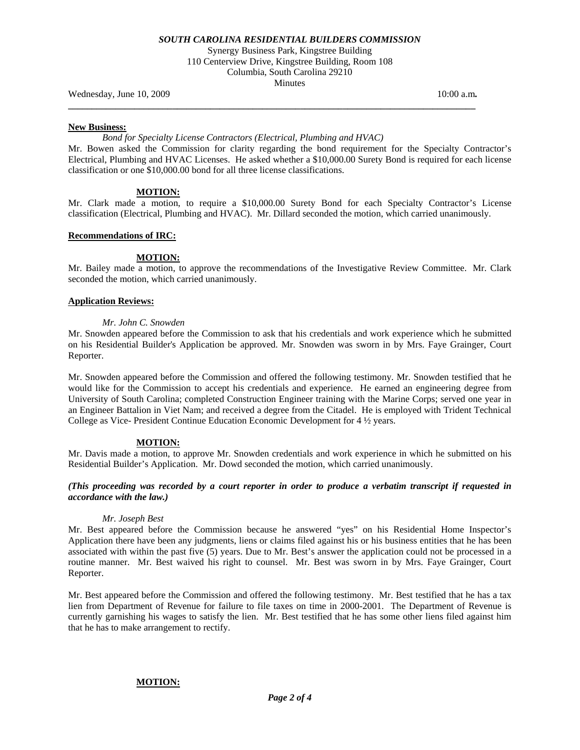**SOUTH CAROLINA RESIDENTIAL BUILDERS COMMISSION**

Synergy Business Park, Kingstree Building
110 Centerview Drive, Kingstree Building, Room 108
Columbia, South Carolina 29210
Minutes

Wednesday, June 10, 2009 10:00 a.m**.**

---

**New Business:**

*Bond for Specialty License Contractors (Electrical, Plumbing and HVAC)*

Mr. Bowen asked the Commission for clarity regarding the bond requirement for the Specialty Contractor's Electrical, Plumbing and HVAC Licenses. He asked whether a $10,000.00 Surety Bond is required for each license classification or one $10,000.00 bond for all three license classifications.

**MOTION:**

Mr. Clark made a motion, to require a $10,000.00 Surety Bond for each Specialty Contractor's License classification (Electrical, Plumbing and HVAC). Mr. Dillard seconded the motion, which carried unanimously.

**Recommendations of IRC:**

**MOTION:**

Mr. Bailey made a motion, to approve the recommendations of the Investigative Review Committee. Mr. Clark seconded the motion, which carried unanimously.

**Application Reviews:**

*Mr. John C. Snowden*

Mr. Snowden appeared before the Commission to ask that his credentials and work experience which he submitted on his Residential Builder's Application be approved. Mr. Snowden was sworn in by Mrs. Faye Grainger, Court Reporter.

Mr. Snowden appeared before the Commission and offered the following testimony. Mr. Snowden testified that he would like for the Commission to accept his credentials and experience. He earned an engineering degree from University of South Carolina; completed Construction Engineer training with the Marine Corps; served one year in an Engineer Battalion in Viet Nam; and received a degree from the Citadel. He is employed with Trident Technical College as Vice- President Continue Education Economic Development for 4 ½ years.

**MOTION:**

Mr. Davis made a motion, to approve Mr. Snowden credentials and work experience in which he submitted on his Residential Builder's Application. Mr. Dowd seconded the motion, which carried unanimously.

***(This proceeding was recorded by a court reporter in order to produce a verbatim transcript if requested in accordance with the law.)***

*Mr. Joseph Best*

Mr. Best appeared before the Commission because he answered "yes" on his Residential Home Inspector's Application there have been any judgments, liens or claims filed against his or his business entities that he has been associated with within the past five (5) years. Due to Mr. Best's answer the application could not be processed in a routine manner. Mr. Best waived his right to counsel. Mr. Best was sworn in by Mrs. Faye Grainger, Court Reporter.

Mr. Best appeared before the Commission and offered the following testimony. Mr. Best testified that he has a tax lien from Department of Revenue for failure to file taxes on time in 2000-2001. The Department of Revenue is currently garnishing his wages to satisfy the lien. Mr. Best testified that he has some other liens filed against him that he has to make arrangement to rectify.

**MOTION:**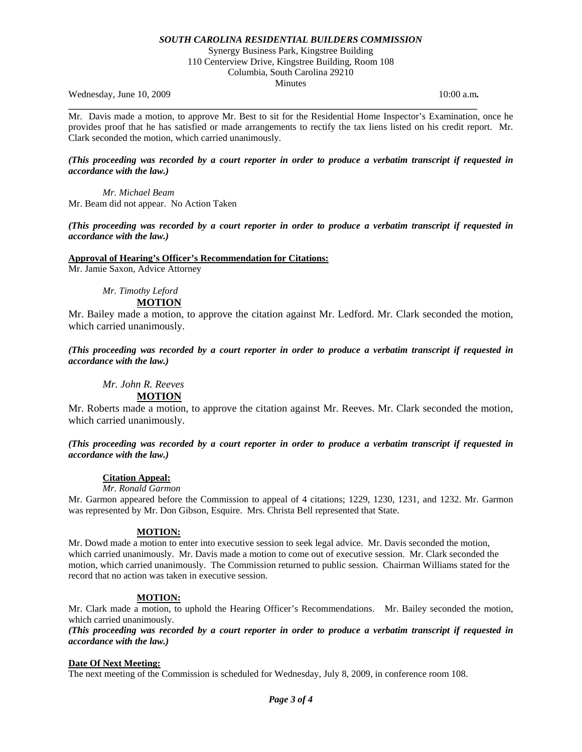Mr. Davis made a motion, to approve Mr. Best to sit for the Residential Home Inspector's Examination, once he provides proof that he has satisfied or made arrangements to rectify the tax liens listed on his credit report. Mr. Clark seconded the motion, which carried unanimously.

***(This proceeding was recorded by a court reporter in order to produce a verbatim transcript if requested in accordance with the law.)***

*Mr. Michael Beam*

Mr. Beam did not appear. No Action Taken

***(This proceeding was recorded by a court reporter in order to produce a verbatim transcript if requested in accordance with the law.)***

**Approval of Hearing's Officer's Recommendation for Citations:**

Mr. Jamie Saxon, Advice Attorney

*Mr. Timothy Leford*

**MOTION**

Mr. Bailey made a motion, to approve the citation against Mr. Ledford. Mr. Clark seconded the motion, which carried unanimously.

***(This proceeding was recorded by a court reporter in order to produce a verbatim transcript if requested in accordance with the law.)***

*Mr. John R. Reeves*

**MOTION**

Mr. Roberts made a motion, to approve the citation against Mr. Reeves. Mr. Clark seconded the motion, which carried unanimously.

***(This proceeding was recorded by a court reporter in order to produce a verbatim transcript if requested in accordance with the law.)***

**Citation Appeal:**

*Mr. Ronald Garmon*

Mr. Garmon appeared before the Commission to appeal of 4 citations; 1229, 1230, 1231, and 1232. Mr. Garmon was represented by Mr. Don Gibson, Esquire. Mrs. Christa Bell represented that State.

**MOTION:**

Mr. Dowd made a motion to enter into executive session to seek legal advice. Mr. Davis seconded the motion, which carried unanimously. Mr. Davis made a motion to come out of executive session. Mr. Clark seconded the motion, which carried unanimously. The Commission returned to public session. Chairman Williams stated for the record that no action was taken in executive session.

**MOTION:**

Mr. Clark made a motion, to uphold the Hearing Officer's Recommendations. Mr. Bailey seconded the motion, which carried unanimously.

***(This proceeding was recorded by a court reporter in order to produce a verbatim transcript if requested in accordance with the law.)***

**Date Of Next Meeting:**

The next meeting of the Commission is scheduled for Wednesday, July 8, 2009, in conference room 108.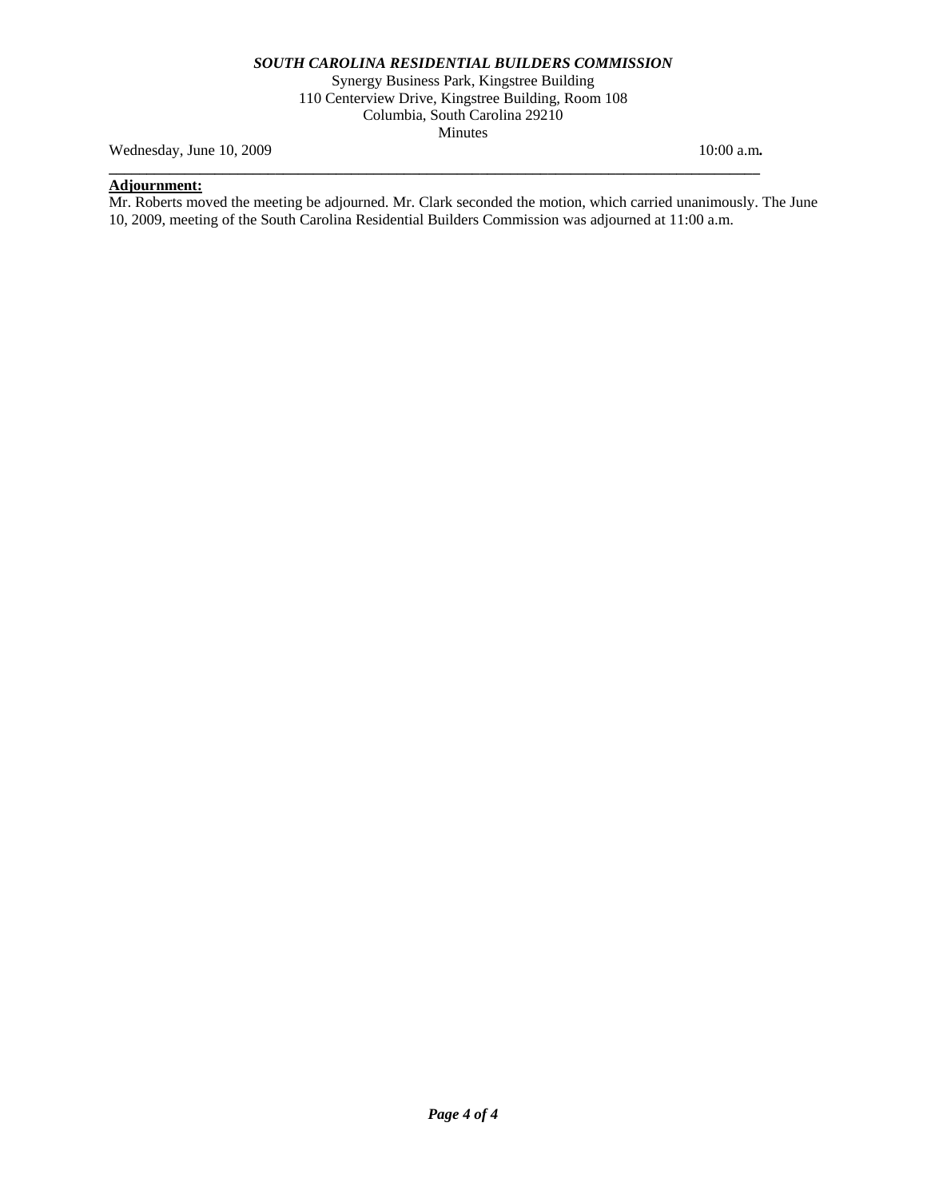**Adjournment:**

Mr. Roberts moved the meeting be adjourned. Mr. Clark seconded the motion, which carried unanimously. The June 10, 2009, meeting of the South Carolina Residential Builders Commission was adjourned at 11:00 a.m.